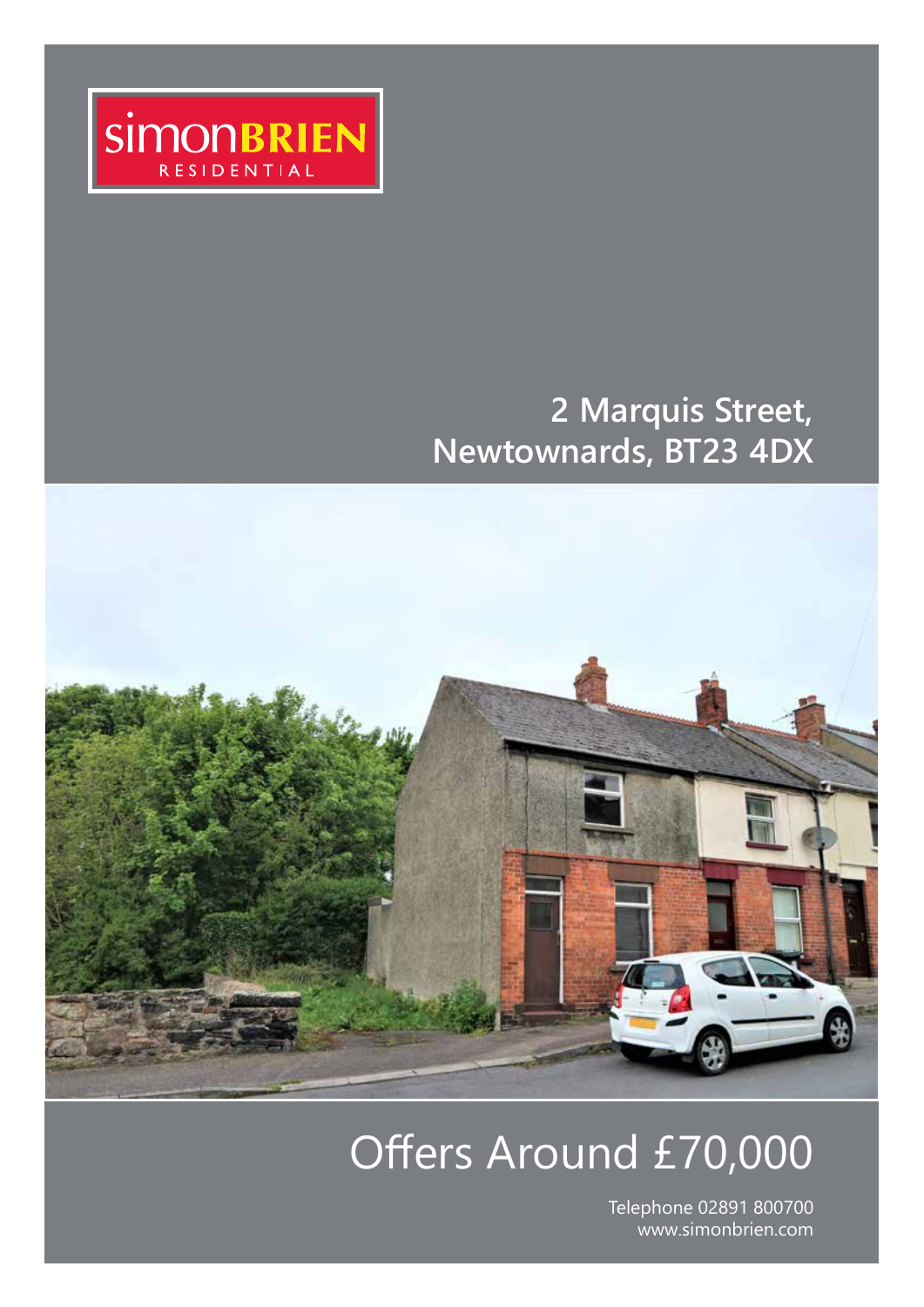simonBRIEN RESIDENTIAL

# 2 Marquis Street, Newtownards, BT23 4DX

## Offers Around £70,000

Telephone 02891 800700
www.simonbrien.com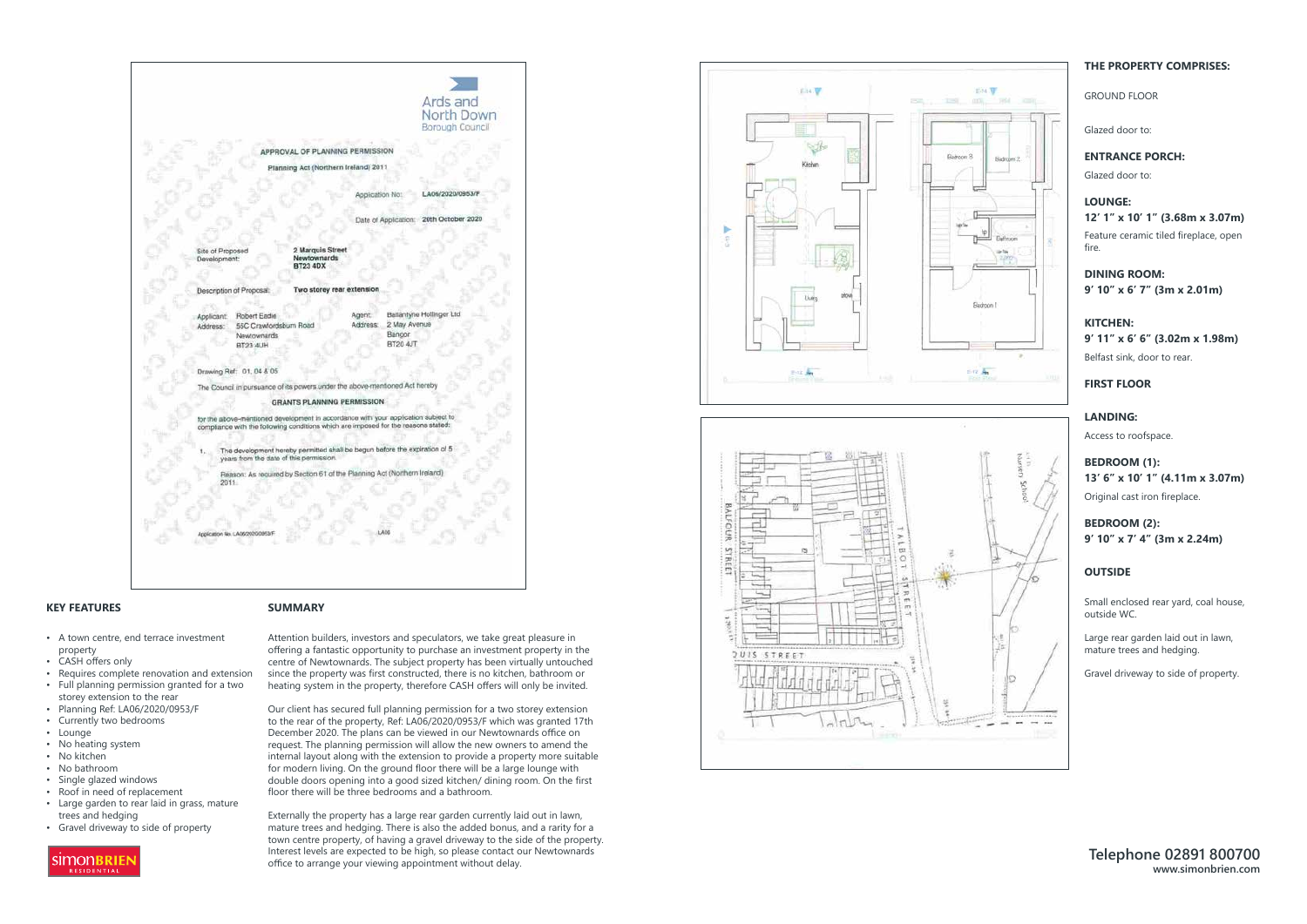Ards and North Down Borough Council

APPROVAL OF PLANNING PERMISSION

Planning Act (Northern Ireland) 2011

Application No: LA06/2020/0953/F

Date of Application: 20th October 2020

Site of Proposed Development: 2 Marquis Street, Newtownards, BT23 4DX

Description of Proposal: Two storey rear extension

Applicant: Robert Eadie
Address: 55C Crawfordsburn Road, Newtownards, BT23 4UH

Agent: Ballantyne Hollinger Ltd
Address: 2 May Avenue, Bangor, BT20 4JT

Drawing Ref: 01, 04 & 05

The Council in pursuance of its powers under the above-mentioned Act hereby

GRANTS PLANNING PERMISSION

for the above-mentioned development in accordance with your application subject to compliance with the following conditions which are imposed for the reasons stated:

1. The development hereby permitted shall be begun before the expiration of 5 years from the date of this permission.

Reason: As required by Section 61 of the Planning Act (Northern Ireland) 2011.

Application No: LA06/2020/0953/F

## KEY FEATURES

- A town centre, end terrace investment property
- CASH offers only
- Requires complete renovation and extension
- Full planning permission granted for a two storey extension to the rear
- Planning Ref: LA06/2020/0953/F
- Currently two bedrooms
- Lounge
- No heating system
- No kitchen
- No bathroom
- Single glazed windows
- Roof in need of replacement
- Large garden to rear laid in grass, mature trees and hedging
- Gravel driveway to side of property

## SUMMARY

Attention builders, investors and speculators, we take great pleasure in offering a fantastic opportunity to purchase an investment property in the centre of Newtownards. The subject property has been virtually untouched since the property was first constructed, there is no kitchen, bathroom or heating system in the property, therefore CASH offers will only be invited.

Our client has secured full planning permission for a two storey extension to the rear of the property, Ref: LA06/2020/0953/F which was granted 17th December 2020. The plans can be viewed in our Newtownards office on request. The planning permission will allow the new owners to amend the internal layout along with the extension to provide a property more suitable for modern living. On the ground floor there will be a large lounge with double doors opening into a good sized kitchen/ dining room. On the first floor there will be three bedrooms and a bathroom.

Externally the property has a large rear garden currently laid out in lawn, mature trees and hedging. There is also the added bonus, and a rarity for a town centre property, of having a gravel driveway to the side of the property. Interest levels are expected to be high, so please contact our Newtownards office to arrange your viewing appointment without delay.

## THE PROPERTY COMPRISES:

GROUND FLOOR

Glazed door to:

**ENTRANCE PORCH:**

Glazed door to:

**LOUNGE:**
**12′ 1″ x 10′ 1″ (3.68m x 3.07m)**
Feature ceramic tiled fireplace, open fire.

**DINING ROOM:**
**9′ 10″ x 6′ 7″ (3m x 2.01m)**

**KITCHEN:**
**9′ 11″ x 6′ 6″ (3.02m x 1.98m)**
Belfast sink, door to rear.

**FIRST FLOOR**

**LANDING:**
Access to roofspace.

**BEDROOM (1):**
**13′ 6″ x 10′ 1″ (4.11m x 3.07m)**
Original cast iron fireplace.

**BEDROOM (2):**
**9′ 10″ x 7′ 4″ (3m x 2.24m)**

**OUTSIDE**

Small enclosed rear yard, coal house, outside WC.

Large rear garden laid out in lawn, mature trees and hedging.

Gravel driveway to side of property.

**Telephone 02891 800700**
**www.simonbrien.com**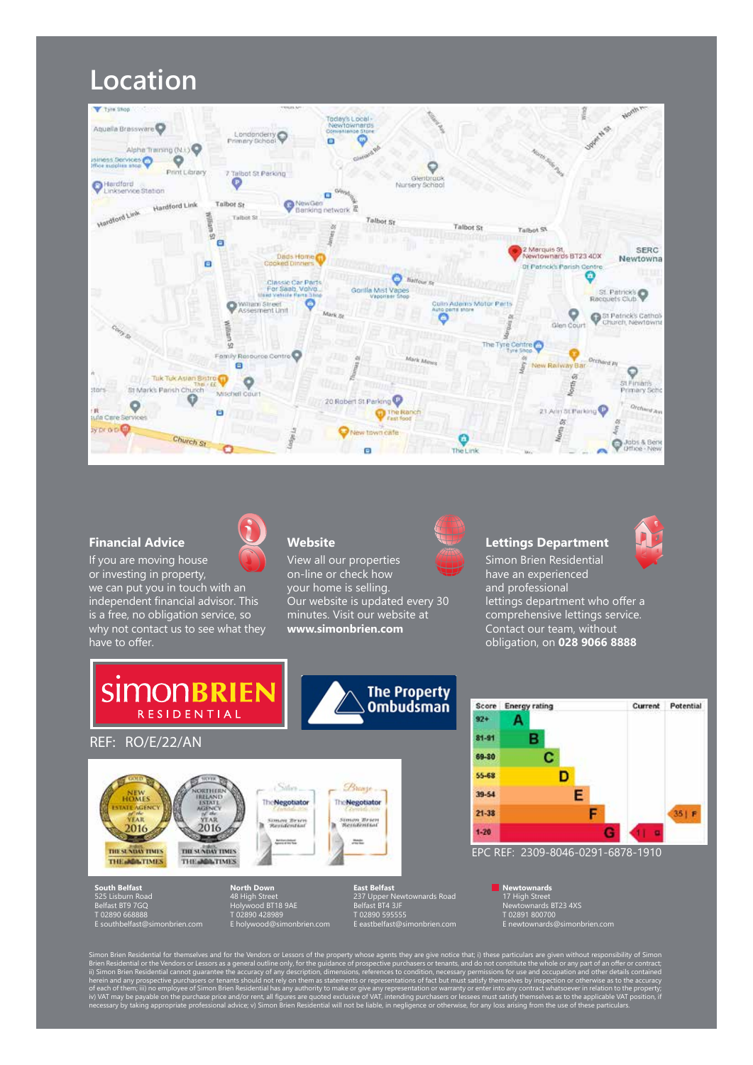# Location

### Financial Advice

If you are moving house or investing in property, we can put you in touch with an independent financial advisor. This is a free, no obligation service, so why not contact us to see what they have to offer.

### Website

View all our properties on-line or check how your home is selling. Our website is updated every 30 minutes. Visit our website at **www.simonbrien.com**

### Lettings Department

Simon Brien Residential have an experienced and professional lettings department who offer a comprehensive lettings service. Contact our team, without obligation, on **028 9066 8888**

REF: RO/E/22/AN

| Score | Energy rating | Current | Potential |
|---|---|---|---|
| 92+ | A | | |
| 81-91 | B | | |
| 69-80 | C | | |
| 55-68 | D | | |
| 39-54 | E | | |
| 21-38 | F | | 35 \| F |
| 1-20 | G | 1 \| G | |

EPC REF: 2309-8046-0291-6878-1910

**South Belfast**
525 Lisburn Road
Belfast BT9 7GQ
T 02890 668888
E southbelfast@simonbrien.com

**North Down**
48 High Street
Holywood BT18 9AE
T 02890 428989
E holywood@simonbrien.com

**East Belfast**
237 Upper Newtownards Road
Belfast BT4 3JF
T 02890 595555
E eastbelfast@simonbrien.com

**Newtownards**
17 High Street
Newtownards BT23 4XS
T 02891 800700
E newtownards@simonbrien.com

Simon Brien Residential for themselves and for the Vendors or Lessors of the property whose agents they are give notice that; i) these particulars are given without responsibility of Simon Brien Residential or the Vendors or Lessors as a general outline only, for the guidance of prospective purchasers or tenants, and do not constitute the whole or any part of an offer or contract; ii) Simon Brien Residential cannot guarantee the accuracy of any description, dimensions, references to condition, necessary permissions for use and occupation and other details contained herein and any prospective purchasers or tenants should not rely on them as statements or representations of fact but must satisfy themselves by inspection or otherwise as to the accuracy of each of them; iii) no employee of Simon Brien Residential has any authority to make or give any representation or warranty or enter into any contract whatsoever in relation to the property; iv) VAT may be payable on the purchase price and/or rent, all figures are quoted exclusive of VAT, intending purchasers or lessees must satisfy themselves as to the applicable VAT position, if necessary by taking appropriate professional advice; v) Simon Brien Residential will not be liable, in negligence or otherwise, for any loss arising from the use of these particulars.